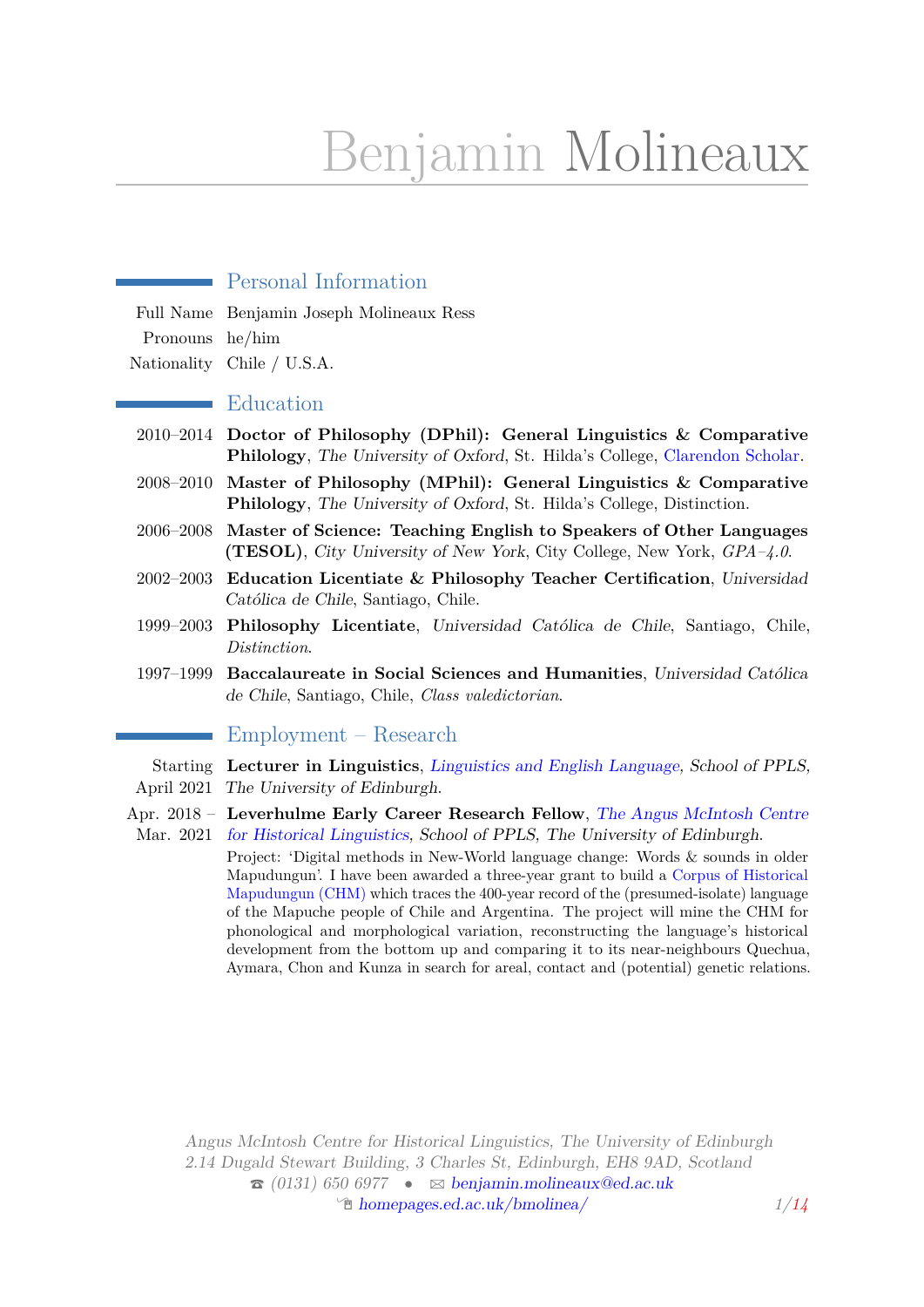# Benjamin Molineaux

## Personal Information

Full Name Benjamin Joseph Molineaux Ress
Pronouns he/him
Nationality Chile / U.S.A.

## Education

2010–2014 **Doctor of Philosophy (DPhil): General Linguistics & Comparative Philology**, *The University of Oxford*, St. Hilda's College, Clarendon Scholar.

2008–2010 **Master of Philosophy (MPhil): General Linguistics & Comparative Philology**, *The University of Oxford*, St. Hilda's College, Distinction.

2006–2008 **Master of Science: Teaching English to Speakers of Other Languages (TESOL)**, *City University of New York*, City College, New York, *GPA–4.0*.

2002–2003 **Education Licentiate & Philosophy Teacher Certification**, *Universidad Católica de Chile*, Santiago, Chile.

1999–2003 **Philosophy Licentiate**, *Universidad Católica de Chile*, Santiago, Chile, *Distinction*.

1997–1999 **Baccalaureate in Social Sciences and Humanities**, *Universidad Católica de Chile*, Santiago, Chile, *Class valedictorian*.

## Employment – Research

Starting April 2021 **Lecturer in Linguistics**, *Linguistics and English Language, School of PPLS, The University of Edinburgh.*

Apr. 2018 – Mar. 2021 **Leverhulme Early Career Research Fellow**, *The Angus McIntosh Centre for Historical Linguistics, School of PPLS, The University of Edinburgh.*

Project: 'Digital methods in New-World language change: Words & sounds in older Mapudungun'. I have been awarded a three-year grant to build a Corpus of Historical Mapudungun (CHM) which traces the 400-year record of the (presumed-isolate) language of the Mapuche people of Chile and Argentina. The project will mine the CHM for phonological and morphological variation, reconstructing the language's historical development from the bottom up and comparing it to its near-neighbours Quechua, Aymara, Chon and Kunza in search for areal, contact and (potential) genetic relations.

*Angus McIntosh Centre for Historical Linguistics, The University of Edinburgh*
*2.14 Dugald Stewart Building, 3 Charles St, Edinburgh, EH8 9AD, Scotland*
☎ *(0131) 650 6977* • ✉ benjamin.molineaux@ed.ac.uk
homepages.ed.ac.uk/bmolinea/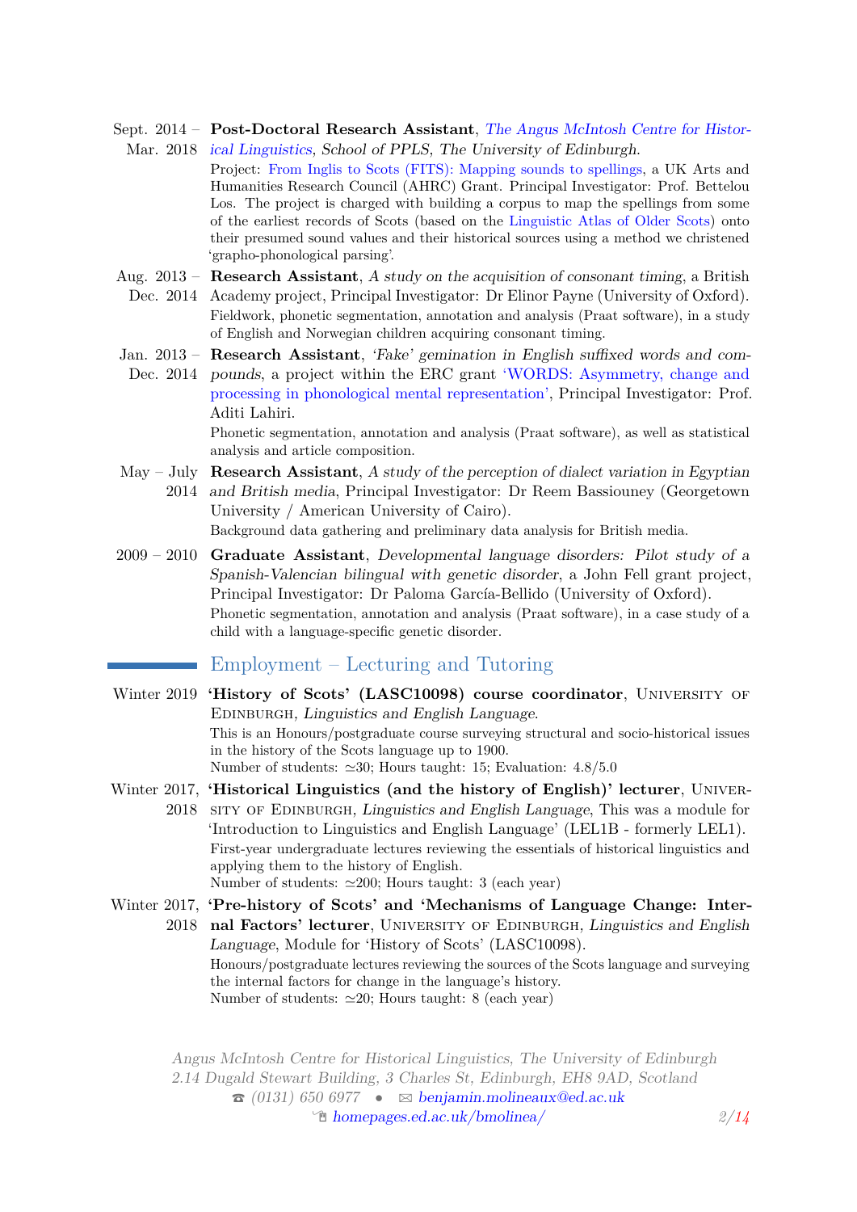**Sept. 2014 – Mar. 2018** — **Post-Doctoral Research Assistant**, *The Angus McIntosh Centre for Historical Linguistics, School of PPLS, The University of Edinburgh.*
Project: From Inglis to Scots (FITS): Mapping sounds to spellings, a UK Arts and Humanities Research Council (AHRC) Grant. Principal Investigator: Prof. Bettelou Los. The project is charged with building a corpus to map the spellings from some of the earliest records of Scots (based on the Linguistic Atlas of Older Scots) onto their presumed sound values and their historical sources using a method we christened 'grapho-phonological parsing'.

**Aug. 2013 – Dec. 2014** — **Research Assistant**, *A study on the acquisition of consonant timing*, a British Academy project, Principal Investigator: Dr Elinor Payne (University of Oxford).
Fieldwork, phonetic segmentation, annotation and analysis (Praat software), in a study of English and Norwegian children acquiring consonant timing.

**Jan. 2013 – Dec. 2014** — **Research Assistant**, *'Fake' gemination in English suffixed words and compounds*, a project within the ERC grant 'WORDS: Asymmetry, change and processing in phonological mental representation', Principal Investigator: Prof. Aditi Lahiri.
Phonetic segmentation, annotation and analysis (Praat software), as well as statistical analysis and article composition.

**May – July 2014** — **Research Assistant**, *A study of the perception of dialect variation in Egyptian and British media*, Principal Investigator: Dr Reem Bassiouney (Georgetown University / American University of Cairo).
Background data gathering and preliminary data analysis for British media.

**2009 – 2010** — **Graduate Assistant**, *Developmental language disorders: Pilot study of a Spanish-Valencian bilingual with genetic disorder*, a John Fell grant project, Principal Investigator: Dr Paloma García-Bellido (University of Oxford).
Phonetic segmentation, annotation and analysis (Praat software), in a case study of a child with a language-specific genetic disorder.

## Employment – Lecturing and Tutoring

**Winter 2019** — **'History of Scots' (LASC10098) course coordinator**, University of Edinburgh, *Linguistics and English Language.*
This is an Honours/postgraduate course surveying structural and socio-historical issues in the history of the Scots language up to 1900.
Number of students: ≃30; Hours taught: 15; Evaluation: 4.8/5.0

**Winter 2017, 2018** — **'Historical Linguistics (and the history of English)' lecturer**, University of Edinburgh, *Linguistics and English Language*, This was a module for 'Introduction to Linguistics and English Language' (LEL1B - formerly LEL1).
First-year undergraduate lectures reviewing the essentials of historical linguistics and applying them to the history of English.
Number of students: ≃200; Hours taught: 3 (each year)

**Winter 2017, 2018** — **'Pre-history of Scots' and 'Mechanisms of Language Change: Internal Factors' lecturer**, University of Edinburgh, *Linguistics and English Language*, Module for 'History of Scots' (LASC10098).
Honours/postgraduate lectures reviewing the sources of the Scots language and surveying the internal factors for change in the language's history.
Number of students: ≃20; Hours taught: 8 (each year)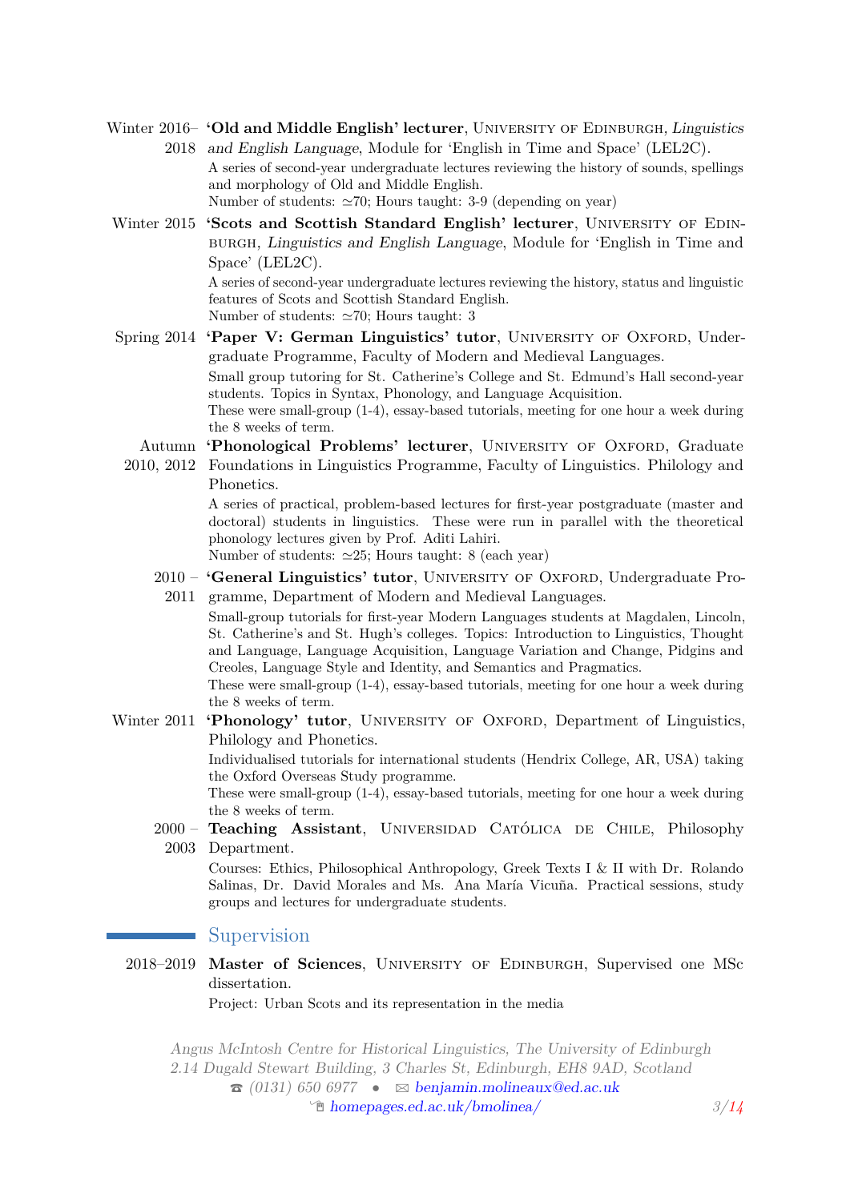**Winter 2016–2018** — **'Old and Middle English' lecturer**, University of Edinburgh, *Linguistics and English Language*, Module for 'English in Time and Space' (LEL2C).
A series of second-year undergraduate lectures reviewing the history of sounds, spellings and morphology of Old and Middle English.
Number of students: ≃70; Hours taught: 3-9 (depending on year)

**Winter 2015** — **'Scots and Scottish Standard English' lecturer**, University of Edinburgh, *Linguistics and English Language*, Module for 'English in Time and Space' (LEL2C).
A series of second-year undergraduate lectures reviewing the history, status and linguistic features of Scots and Scottish Standard English.
Number of students: ≃70; Hours taught: 3

**Spring 2014** — **'Paper V: German Linguistics' tutor**, University of Oxford, Undergraduate Programme, Faculty of Modern and Medieval Languages.
Small group tutoring for St. Catherine's College and St. Edmund's Hall second-year students. Topics in Syntax, Phonology, and Language Acquisition.
These were small-group (1-4), essay-based tutorials, meeting for one hour a week during the 8 weeks of term.

**Autumn 2010, 2012** — **'Phonological Problems' lecturer**, University of Oxford, Graduate Foundations in Linguistics Programme, Faculty of Linguistics. Philology and Phonetics.
A series of practical, problem-based lectures for first-year postgraduate (master and doctoral) students in linguistics. These were run in parallel with the theoretical phonology lectures given by Prof. Aditi Lahiri.
Number of students: ≃25; Hours taught: 8 (each year)

**2010 – 2011** — **'General Linguistics' tutor**, University of Oxford, Undergraduate Programme, Department of Modern and Medieval Languages.
Small-group tutorials for first-year Modern Languages students at Magdalen, Lincoln, St. Catherine's and St. Hugh's colleges. Topics: Introduction to Linguistics, Thought and Language, Language Acquisition, Language Variation and Change, Pidgins and Creoles, Language Style and Identity, and Semantics and Pragmatics.
These were small-group (1-4), essay-based tutorials, meeting for one hour a week during the 8 weeks of term.

**Winter 2011** — **'Phonology' tutor**, University of Oxford, Department of Linguistics, Philology and Phonetics.
Individualised tutorials for international students (Hendrix College, AR, USA) taking the Oxford Overseas Study programme.
These were small-group (1-4), essay-based tutorials, meeting for one hour a week during the 8 weeks of term.

**2000 – 2003** — **Teaching Assistant**, Universidad Católica de Chile, Philosophy Department.
Courses: Ethics, Philosophical Anthropology, Greek Texts I & II with Dr. Rolando Salinas, Dr. David Morales and Ms. Ana María Vicuña. Practical sessions, study groups and lectures for undergraduate students.

## Supervision

**2018–2019** — **Master of Sciences**, University of Edinburgh, Supervised one MSc dissertation.
Project: Urban Scots and its representation in the media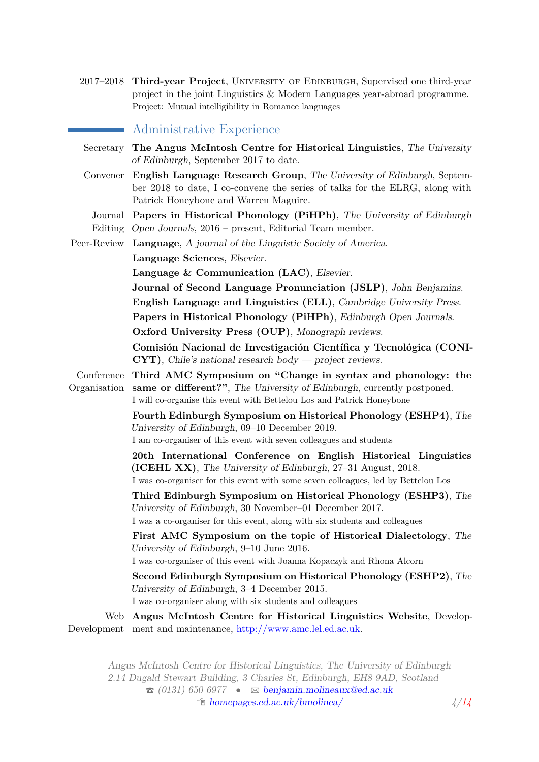2017–2018 **Third-year Project**, University of Edinburgh, Supervised one third-year project in the joint Linguistics & Modern Languages year-abroad programme.
Project: Mutual intelligibility in Romance languages

## Administrative Experience

**Secretary**
**The Angus McIntosh Centre for Historical Linguistics**, *The University of Edinburgh*, September 2017 to date.

**Convener**
**English Language Research Group**, *The University of Edinburgh*, September 2018 to date, I co-convene the series of talks for the ELRG, along with Patrick Honeybone and Warren Maguire.

**Journal Editing**
**Papers in Historical Phonology (PiHPh)**, *The University of Edinburgh Open Journals*, 2016 – present, Editorial Team member.

**Peer-Review**
**Language**, *A journal of the Linguistic Society of America.*
**Language Sciences**, *Elsevier.*
**Language & Communication (LAC)**, *Elsevier.*
**Journal of Second Language Pronunciation (JSLP)**, *John Benjamins.*
**English Language and Linguistics (ELL)**, *Cambridge University Press.*
**Papers in Historical Phonology (PiHPh)**, *Edinburgh Open Journals.*
**Oxford University Press (OUP)**, *Monograph reviews.*
**Comisión Nacional de Investigación Científica y Tecnológica (CONICYT)**, *Chile's national research body — project reviews.*

**Conference Organisation**
**Third AMC Symposium on "Change in syntax and phonology: the same or different?"**, *The University of Edinburgh*, currently postponed.
I will co-organise this event with Bettelou Los and Patrick Honeybone

**Fourth Edinburgh Symposium on Historical Phonology (ESHP4)**, *The University of Edinburgh*, 09–10 December 2019.
I am co-organiser of this event with seven colleagues and students

**20th International Conference on English Historical Linguistics (ICEHL XX)**, *The University of Edinburgh*, 27–31 August, 2018.
I was co-organiser for this event with some seven colleagues, led by Bettelou Los

**Third Edinburgh Symposium on Historical Phonology (ESHP3)**, *The University of Edinburgh*, 30 November–01 December 2017.
I was a co-organiser for this event, along with six students and colleagues

**First AMC Symposium on the topic of Historical Dialectology**, *The University of Edinburgh*, 9–10 June 2016.
I was co-organiser of this event with Joanna Kopaczyk and Rhona Alcorn

**Second Edinburgh Symposium on Historical Phonology (ESHP2)**, *The University of Edinburgh*, 3–4 December 2015.
I was co-organiser along with six students and colleagues

**Web Development**
**Angus McIntosh Centre for Historical Linguistics Website**, Development and maintenance, http://www.amc.lel.ed.ac.uk.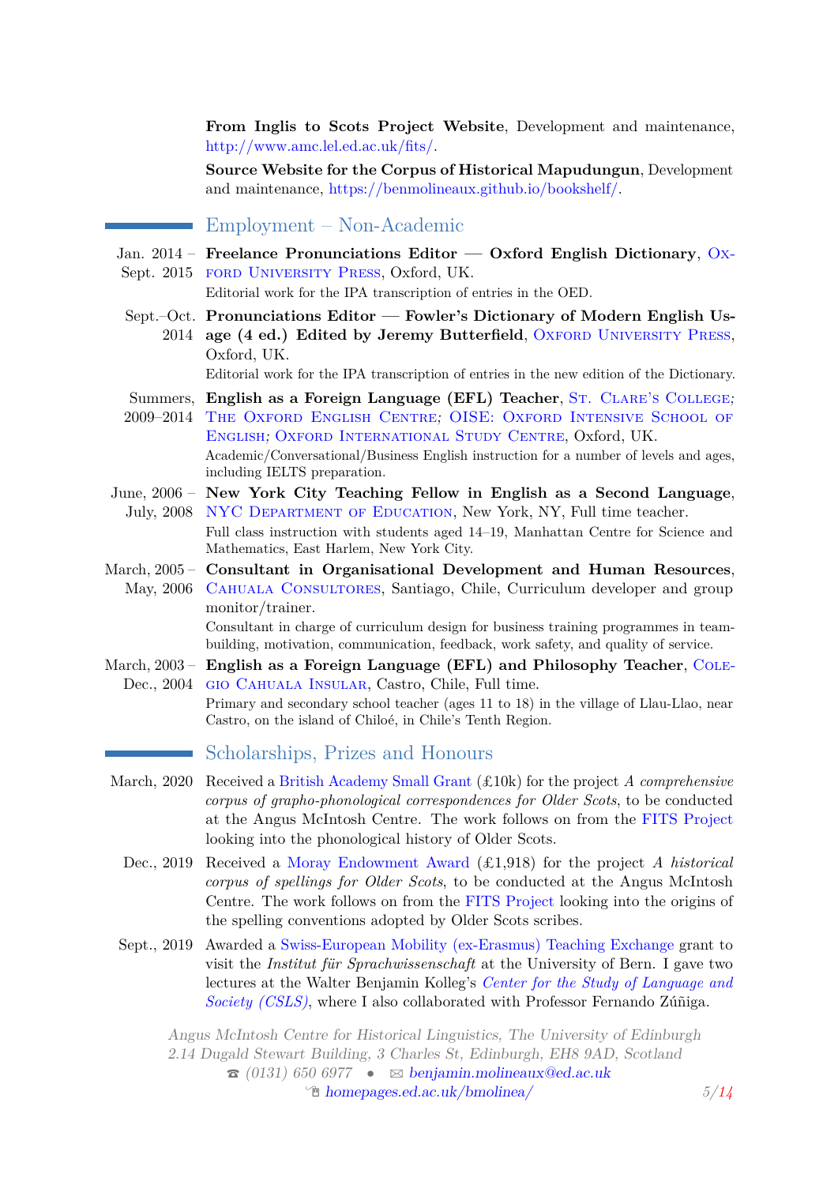**From Inglis to Scots Project Website**, Development and maintenance, http://www.amc.lel.ed.ac.uk/fits/.

**Source Website for the Corpus of Historical Mapudungun**, Development and maintenance, https://benmolineaux.github.io/bookshelf/.

## Employment – Non-Academic

Jan. 2014 – Sept. 2015
**Freelance Pronunciations Editor — Oxford English Dictionary**, Oxford University Press, Oxford, UK.
Editorial work for the IPA transcription of entries in the OED.

Sept.–Oct. 2014
**Pronunciations Editor — Fowler's Dictionary of Modern English Usage (4 ed.) Edited by Jeremy Butterfield**, Oxford University Press, Oxford, UK.
Editorial work for the IPA transcription of entries in the new edition of the Dictionary.

Summers, 2009–2014
**English as a Foreign Language (EFL) Teacher**, St. Clare's College; The Oxford English Centre; OISE: Oxford Intensive School of English; Oxford International Study Centre, Oxford, UK.
Academic/Conversational/Business English instruction for a number of levels and ages, including IELTS preparation.

June, 2006 – July, 2008
**New York City Teaching Fellow in English as a Second Language**, NYC Department of Education, New York, NY, Full time teacher.
Full class instruction with students aged 14–19, Manhattan Centre for Science and Mathematics, East Harlem, New York City.

March, 2005 – May, 2006
**Consultant in Organisational Development and Human Resources**, Cahuala Consultores, Santiago, Chile, Curriculum developer and group monitor/trainer.
Consultant in charge of curriculum design for business training programmes in team-building, motivation, communication, feedback, work safety, and quality of service.

March, 2003 – Dec., 2004
**English as a Foreign Language (EFL) and Philosophy Teacher**, Colegio Cahuala Insular, Castro, Chile, Full time.
Primary and secondary school teacher (ages 11 to 18) in the village of Llau-Llao, near Castro, on the island of Chiloé, in Chile's Tenth Region.

## Scholarships, Prizes and Honours

March, 2020
Received a British Academy Small Grant (£10k) for the project *A comprehensive corpus of grapho-phonological correspondences for Older Scots*, to be conducted at the Angus McIntosh Centre. The work follows on from the FITS Project looking into the phonological history of Older Scots.

Dec., 2019
Received a Moray Endowment Award (£1,918) for the project *A historical corpus of spellings for Older Scots*, to be conducted at the Angus McIntosh Centre. The work follows on from the FITS Project looking into the origins of the spelling conventions adopted by Older Scots scribes.

Sept., 2019
Awarded a Swiss-European Mobility (ex-Erasmus) Teaching Exchange grant to visit the *Institut für Sprachwissenschaft* at the University of Bern. I gave two lectures at the Walter Benjamin Kolleg's *Center for the Study of Language and Society (CSLS)*, where I also collaborated with Professor Fernando Zúñiga.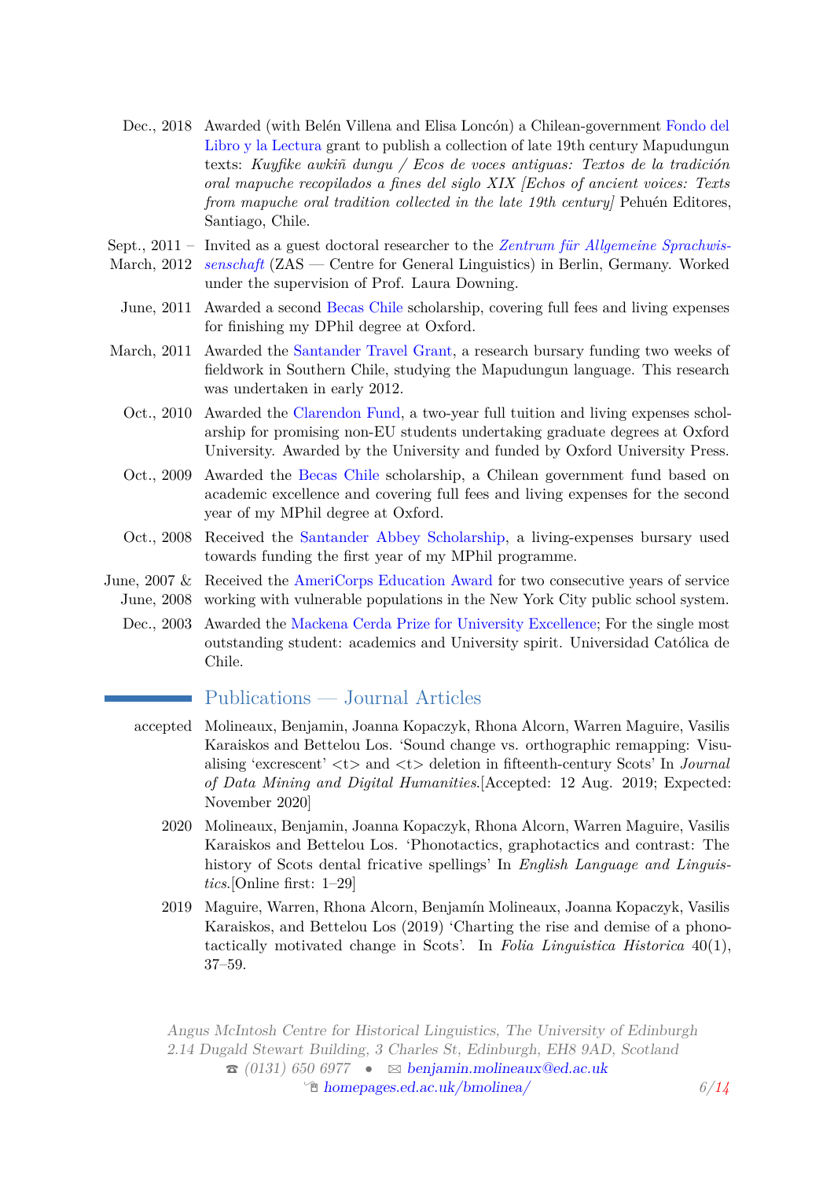Dec., 2018 — Awarded (with Belén Villena and Elisa Loncón) a Chilean-government Fondo del Libro y la Lectura grant to publish a collection of late 19th century Mapudungun texts: *Kuyfike awkiñ dungu / Ecos de voces antiguas: Textos de la tradición oral mapuche recopilados a fines del siglo XIX [Echos of ancient voices: Texts from mapuche oral tradition collected in the late 19th century]* Pehuén Editores, Santiago, Chile.

Sept., 2011 – March, 2012 — Invited as a guest doctoral researcher to the *Zentrum für Allgemeine Sprachwissenschaft* (ZAS — Centre for General Linguistics) in Berlin, Germany. Worked under the supervision of Prof. Laura Downing.

June, 2011 — Awarded a second Becas Chile scholarship, covering full fees and living expenses for finishing my DPhil degree at Oxford.

March, 2011 — Awarded the Santander Travel Grant, a research bursary funding two weeks of fieldwork in Southern Chile, studying the Mapudungun language. This research was undertaken in early 2012.

Oct., 2010 — Awarded the Clarendon Fund, a two-year full tuition and living expenses scholarship for promising non-EU students undertaking graduate degrees at Oxford University. Awarded by the University and funded by Oxford University Press.

Oct., 2009 — Awarded the Becas Chile scholarship, a Chilean government fund based on academic excellence and covering full fees and living expenses for the second year of my MPhil degree at Oxford.

Oct., 2008 — Received the Santander Abbey Scholarship, a living-expenses bursary used towards funding the first year of my MPhil programme.

June, 2007 & June, 2008 — Received the AmeriCorps Education Award for two consecutive years of service working with vulnerable populations in the New York City public school system.

Dec., 2003 — Awarded the Mackena Cerda Prize for University Excellence; For the single most outstanding student: academics and University spirit. Universidad Católica de Chile.

## Publications — Journal Articles

accepted — Molineaux, Benjamin, Joanna Kopaczyk, Rhona Alcorn, Warren Maguire, Vasilis Karaiskos and Bettelou Los. 'Sound change vs. orthographic remapping: Visualising 'excrescent' <t> and <t> deletion in fifteenth-century Scots' In *Journal of Data Mining and Digital Humanities*.[Accepted: 12 Aug. 2019; Expected: November 2020]

2020 — Molineaux, Benjamin, Joanna Kopaczyk, Rhona Alcorn, Warren Maguire, Vasilis Karaiskos and Bettelou Los. 'Phonotactics, graphotactics and contrast: The history of Scots dental fricative spellings' In *English Language and Linguistics*.[Online first: 1–29]

2019 — Maguire, Warren, Rhona Alcorn, Benjamín Molineaux, Joanna Kopaczyk, Vasilis Karaiskos, and Bettelou Los (2019) 'Charting the rise and demise of a phonotactically motivated change in Scots'. In *Folia Linguistica Historica* 40(1), 37–59.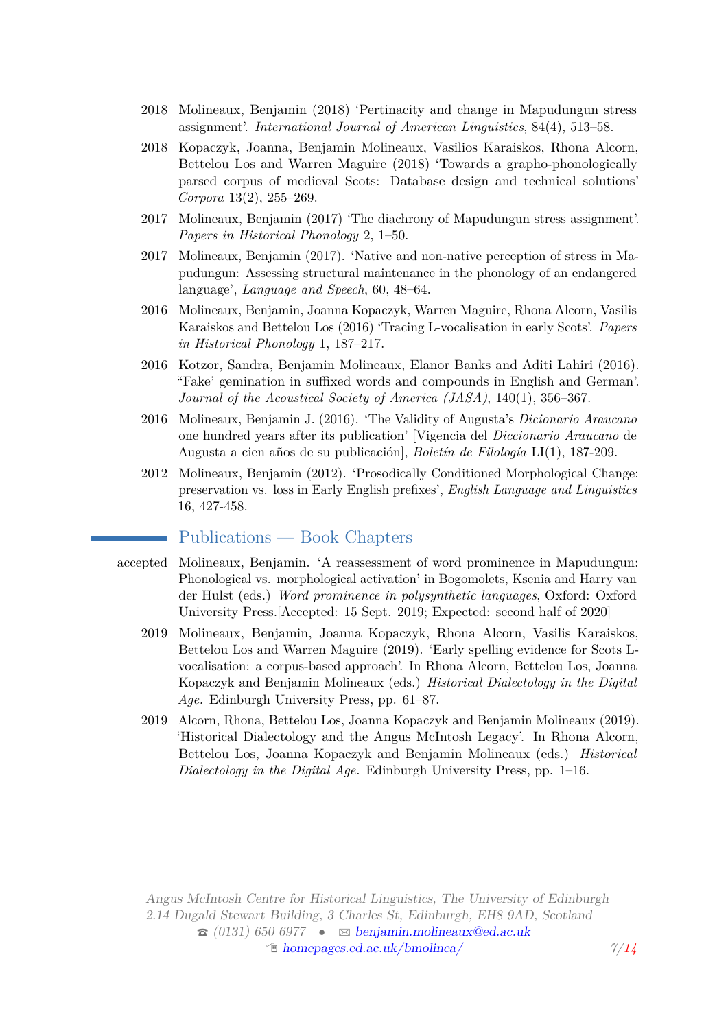2018 Molineaux, Benjamin (2018) 'Pertinacity and change in Mapudungun stress assignment'. *International Journal of American Linguistics*, 84(4), 513–58.

2018 Kopaczyk, Joanna, Benjamin Molineaux, Vasilios Karaiskos, Rhona Alcorn, Bettelou Los and Warren Maguire (2018) 'Towards a grapho-phonologically parsed corpus of medieval Scots: Database design and technical solutions' *Corpora* 13(2), 255–269.

2017 Molineaux, Benjamin (2017) 'The diachrony of Mapudungun stress assignment'. *Papers in Historical Phonology* 2, 1–50.

2017 Molineaux, Benjamin (2017). 'Native and non-native perception of stress in Mapudungun: Assessing structural maintenance in the phonology of an endangered language', *Language and Speech*, 60, 48–64.

2016 Molineaux, Benjamin, Joanna Kopaczyk, Warren Maguire, Rhona Alcorn, Vasilis Karaiskos and Bettelou Los (2016) 'Tracing L-vocalisation in early Scots'. *Papers in Historical Phonology* 1, 187–217.

2016 Kotzor, Sandra, Benjamin Molineaux, Elanor Banks and Aditi Lahiri (2016). "Fake' gemination in suffixed words and compounds in English and German'. *Journal of the Acoustical Society of America (JASA)*, 140(1), 356–367.

2016 Molineaux, Benjamin J. (2016). 'The Validity of Augusta's *Dicionario Araucano* one hundred years after its publication' [Vigencia del *Diccionario Araucano* de Augusta a cien años de su publicación], *Boletín de Filología* LI(1), 187-209.

2012 Molineaux, Benjamin (2012). 'Prosodically Conditioned Morphological Change: preservation vs. loss in Early English prefixes', *English Language and Linguistics* 16, 427-458.

## Publications — Book Chapters

accepted Molineaux, Benjamin. 'A reassessment of word prominence in Mapudungun: Phonological vs. morphological activation' in Bogomolets, Ksenia and Harry van der Hulst (eds.) *Word prominence in polysynthetic languages*, Oxford: Oxford University Press.[Accepted: 15 Sept. 2019; Expected: second half of 2020]

2019 Molineaux, Benjamin, Joanna Kopaczyk, Rhona Alcorn, Vasilis Karaiskos, Bettelou Los and Warren Maguire (2019). 'Early spelling evidence for Scots L-vocalisation: a corpus-based approach'. In Rhona Alcorn, Bettelou Los, Joanna Kopaczyk and Benjamin Molineaux (eds.) *Historical Dialectology in the Digital Age.* Edinburgh University Press, pp. 61–87.

2019 Alcorn, Rhona, Bettelou Los, Joanna Kopaczyk and Benjamin Molineaux (2019). 'Historical Dialectology and the Angus McIntosh Legacy'. In Rhona Alcorn, Bettelou Los, Joanna Kopaczyk and Benjamin Molineaux (eds.) *Historical Dialectology in the Digital Age.* Edinburgh University Press, pp. 1–16.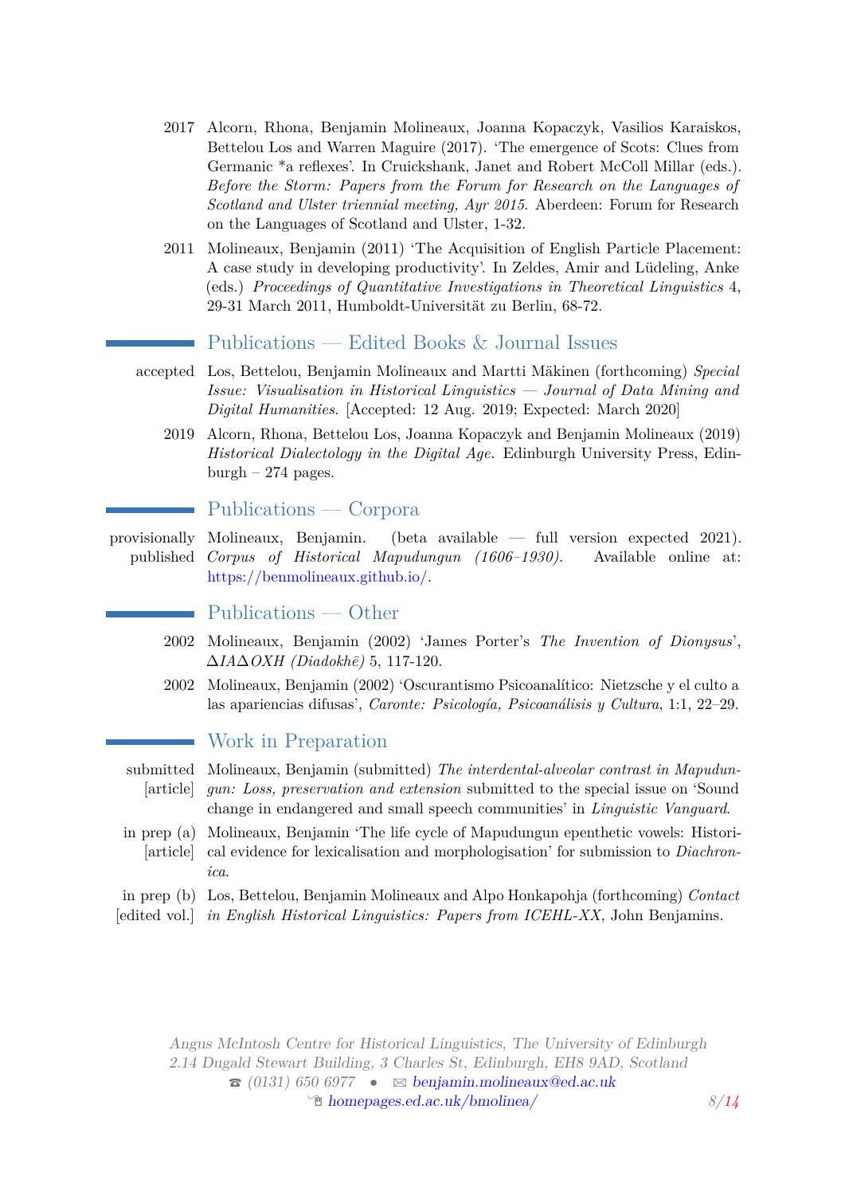2017 Alcorn, Rhona, Benjamin Molineaux, Joanna Kopaczyk, Vasilios Karaiskos, Bettelou Los and Warren Maguire (2017). 'The emergence of Scots: Clues from Germanic *a reflexes'. In Cruickshank, Janet and Robert McColl Millar (eds.). *Before the Storm: Papers from the Forum for Research on the Languages of Scotland and Ulster triennial meeting, Ayr 2015.* Aberdeen: Forum for Research on the Languages of Scotland and Ulster, 1-32.

2011 Molineaux, Benjamin (2011) 'The Acquisition of English Particle Placement: A case study in developing productivity'. In Zeldes, Amir and Lüdeling, Anke (eds.) *Proceedings of Quantitative Investigations in Theoretical Linguistics* 4, 29-31 March 2011, Humboldt-Universität zu Berlin, 68-72.

## Publications — Edited Books & Journal Issues

accepted Los, Bettelou, Benjamin Molineaux and Martti Mäkinen (forthcoming) *Special Issue: Visualisation in Historical Linguistics — Journal of Data Mining and Digital Humanities.* [Accepted: 12 Aug. 2019; Expected: March 2020]

2019 Alcorn, Rhona, Bettelou Los, Joanna Kopaczyk and Benjamin Molineaux (2019) *Historical Dialectology in the Digital Age.* Edinburgh University Press, Edinburgh – 274 pages.

## Publications — Corpora

provisionally published Molineaux, Benjamin. (beta available — full version expected 2021). *Corpus of Historical Mapudungun (1606–1930).* Available online at: https://benmolineaux.github.io/.

## Publications — Other

2002 Molineaux, Benjamin (2002) 'James Porter's *The Invention of Dionysus*', *ΔΙΑΔΟΧΗ (Diadokhē)* 5, 117-120.

2002 Molineaux, Benjamin (2002) 'Oscurantismo Psicoanalítico: Nietzsche y el culto a las apariencias difusas', *Caronte: Psicología, Psicoanálisis y Cultura*, 1:1, 22–29.

## Work in Preparation

submitted [article] Molineaux, Benjamin (submitted) *The interdental-alveolar contrast in Mapudungun: Loss, preservation and extension* submitted to the special issue on 'Sound change in endangered and small speech communities' in *Linguistic Vanguard*.

in prep (a) [article] Molineaux, Benjamin 'The life cycle of Mapudungun epenthetic vowels: Historical evidence for lexicalisation and morphologisation' for submission to *Diachronica*.

in prep (b) [edited vol.] Los, Bettelou, Benjamin Molineaux and Alpo Honkapohja (forthcoming) *Contact in English Historical Linguistics: Papers from ICEHL-XX,* John Benjamins.

*Angus McIntosh Centre for Historical Linguistics, The University of Edinburgh*
*2.14 Dugald Stewart Building, 3 Charles St, Edinburgh, EH8 9AD, Scotland*
☎ *(0131) 650 6977* • ✉ benjamin.molineaux@ed.ac.uk
homepages.ed.ac.uk/bmolinea/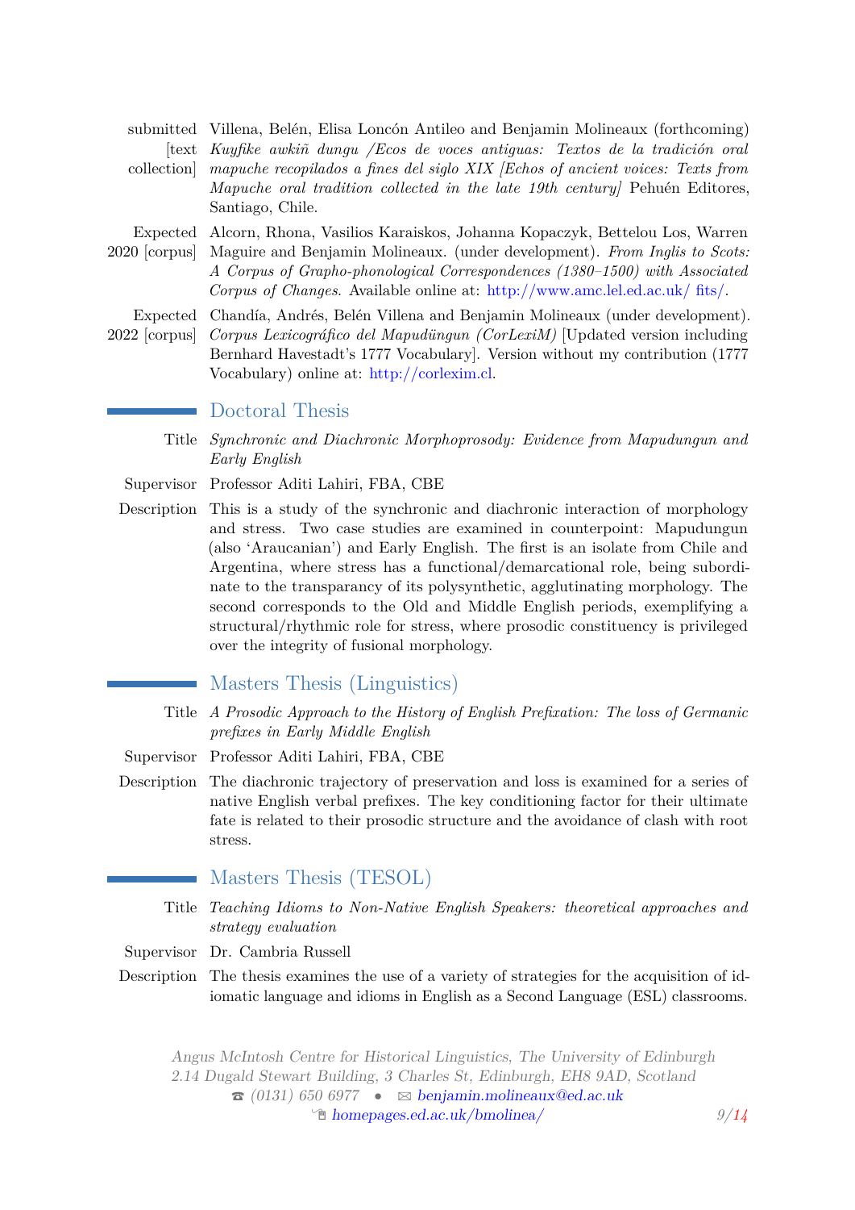submitted [text collection] Villena, Belén, Elisa Loncón Antileo and Benjamin Molineaux (forthcoming) *Kuyfike awkiñ dungu /Ecos de voces antiguas: Textos de la tradición oral mapuche recopilados a fines del siglo XIX [Echos of ancient voices: Texts from Mapuche oral tradition collected in the late 19th century]* Pehuén Editores, Santiago, Chile.

Expected 2020 [corpus] Alcorn, Rhona, Vasilios Karaiskos, Johanna Kopaczyk, Bettelou Los, Warren Maguire and Benjamin Molineaux. (under development). *From Inglis to Scots: A Corpus of Grapho-phonological Correspondences (1380–1500) with Associated Corpus of Changes*. Available online at: http://www.amc.lel.ed.ac.uk/ fits/.

Expected 2022 [corpus] Chandía, Andrés, Belén Villena and Benjamin Molineaux (under development). *Corpus Lexicográfico del Mapudüngun (CorLexiM)* [Updated version including Bernhard Havestadt's 1777 Vocabulary]. Version without my contribution (1777 Vocabulary) online at: http://corlexim.cl.

## Doctoral Thesis

**Title** *Synchronic and Diachronic Morphoprosody: Evidence from Mapudungun and Early English*

**Supervisor** Professor Aditi Lahiri, FBA, CBE

**Description** This is a study of the synchronic and diachronic interaction of morphology and stress. Two case studies are examined in counterpoint: Mapudungun (also 'Araucanian') and Early English. The first is an isolate from Chile and Argentina, where stress has a functional/demarcational role, being subordinate to the transparancy of its polysynthetic, agglutinating morphology. The second corresponds to the Old and Middle English periods, exemplifying a structural/rhythmic role for stress, where prosodic constituency is privileged over the integrity of fusional morphology.

## Masters Thesis (Linguistics)

**Title** *A Prosodic Approach to the History of English Prefixation: The loss of Germanic prefixes in Early Middle English*

**Supervisor** Professor Aditi Lahiri, FBA, CBE

**Description** The diachronic trajectory of preservation and loss is examined for a series of native English verbal prefixes. The key conditioning factor for their ultimate fate is related to their prosodic structure and the avoidance of clash with root stress.

## Masters Thesis (TESOL)

**Title** *Teaching Idioms to Non-Native English Speakers: theoretical approaches and strategy evaluation*

**Supervisor** Dr. Cambria Russell

**Description** The thesis examines the use of a variety of strategies for the acquisition of idiomatic language and idioms in English as a Second Language (ESL) classrooms.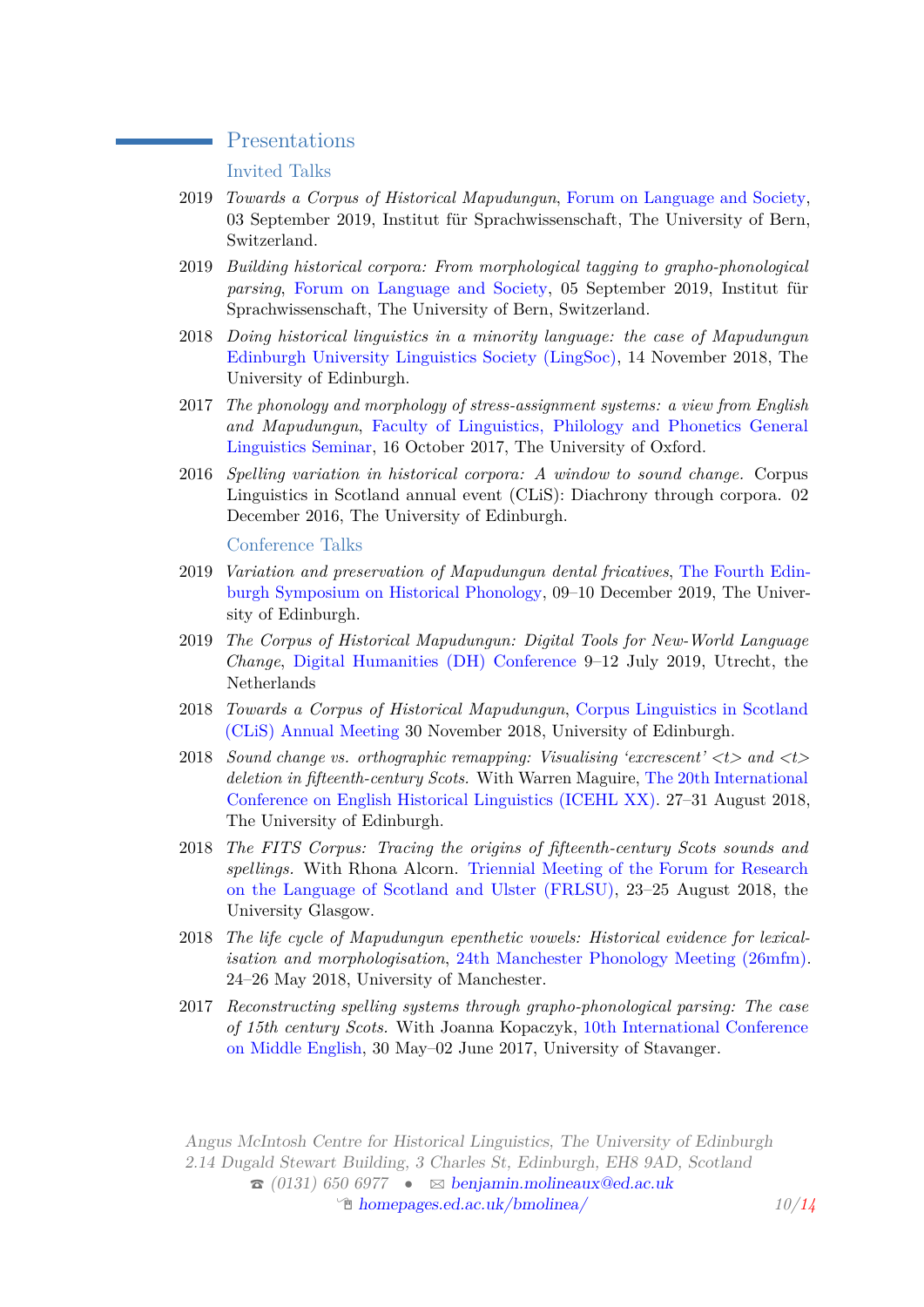## Presentations

### Invited Talks

2019 *Towards a Corpus of Historical Mapudungun*, Forum on Language and Society, 03 September 2019, Institut für Sprachwissenschaft, The University of Bern, Switzerland.

2019 *Building historical corpora: From morphological tagging to grapho-phonological parsing*, Forum on Language and Society, 05 September 2019, Institut für Sprachwissenschaft, The University of Bern, Switzerland.

2018 *Doing historical linguistics in a minority language: the case of Mapudungun* Edinburgh University Linguistics Society (LingSoc), 14 November 2018, The University of Edinburgh.

2017 *The phonology and morphology of stress-assignment systems: a view from English and Mapudungun*, Faculty of Linguistics, Philology and Phonetics General Linguistics Seminar, 16 October 2017, The University of Oxford.

2016 *Spelling variation in historical corpora: A window to sound change.* Corpus Linguistics in Scotland annual event (CLiS): Diachrony through corpora. 02 December 2016, The University of Edinburgh.

### Conference Talks

2019 *Variation and preservation of Mapudungun dental fricatives*, The Fourth Edinburgh Symposium on Historical Phonology, 09–10 December 2019, The University of Edinburgh.

2019 *The Corpus of Historical Mapudungun: Digital Tools for New-World Language Change*, Digital Humanities (DH) Conference 9–12 July 2019, Utrecht, the Netherlands

2018 *Towards a Corpus of Historical Mapudungun*, Corpus Linguistics in Scotland (CLiS) Annual Meeting 30 November 2018, University of Edinburgh.

2018 *Sound change vs. orthographic remapping: Visualising 'excrescent' <t> and <t> deletion in fifteenth-century Scots.* With Warren Maguire, The 20th International Conference on English Historical Linguistics (ICEHL XX). 27–31 August 2018, The University of Edinburgh.

2018 *The FITS Corpus: Tracing the origins of fifteenth-century Scots sounds and spellings.* With Rhona Alcorn. Triennial Meeting of the Forum for Research on the Language of Scotland and Ulster (FRLSU), 23–25 August 2018, the University Glasgow.

2018 *The life cycle of Mapudungun epenthetic vowels: Historical evidence for lexicalisation and morphologisation*, 24th Manchester Phonology Meeting (26mfm). 24–26 May 2018, University of Manchester.

2017 *Reconstructing spelling systems through grapho-phonological parsing: The case of 15th century Scots.* With Joanna Kopaczyk, 10th International Conference on Middle English, 30 May–02 June 2017, University of Stavanger.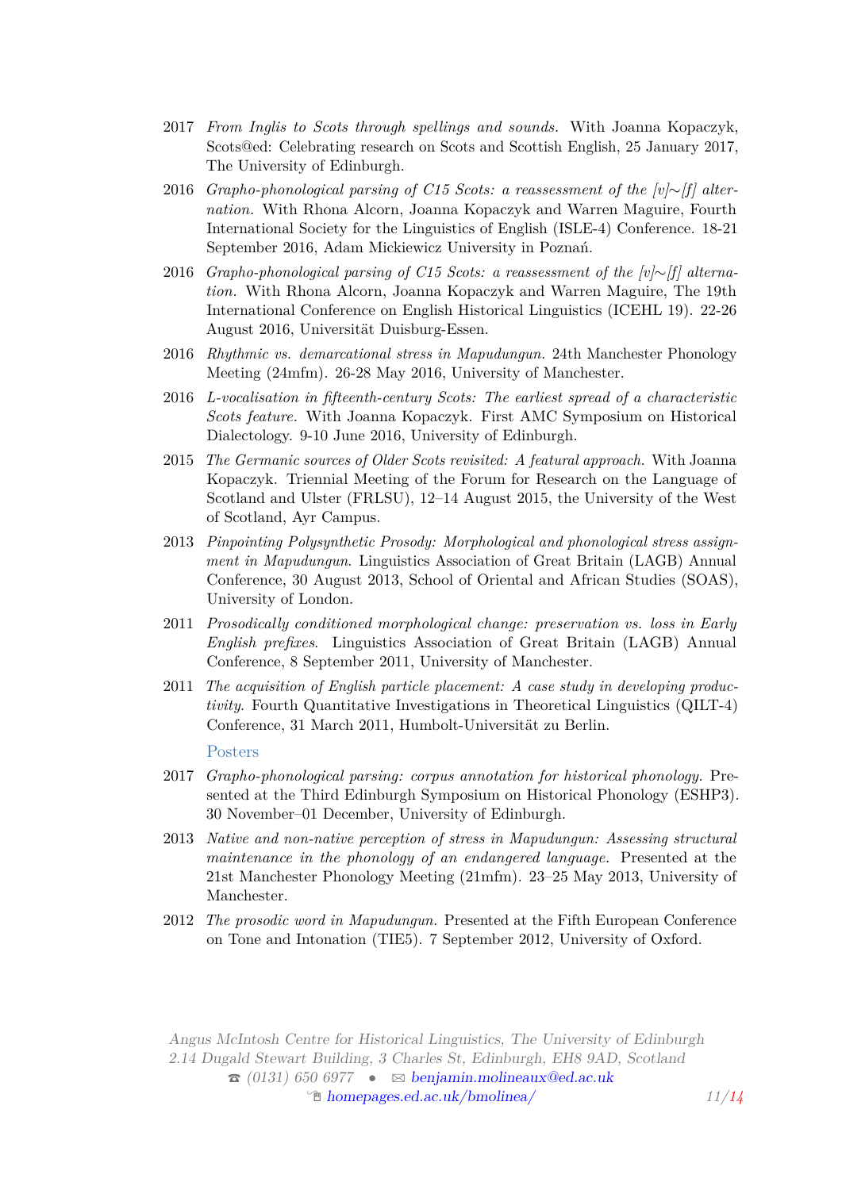- 2017 *From Inglis to Scots through spellings and sounds.* With Joanna Kopaczyk, Scots@ed: Celebrating research on Scots and Scottish English, 25 January 2017, The University of Edinburgh.
- 2016 *Grapho-phonological parsing of C15 Scots: a reassessment of the [v]∼[f] alternation.* With Rhona Alcorn, Joanna Kopaczyk and Warren Maguire, Fourth International Society for the Linguistics of English (ISLE-4) Conference. 18-21 September 2016, Adam Mickiewicz University in Poznań.
- 2016 *Grapho-phonological parsing of C15 Scots: a reassessment of the [v]∼[f] alternation.* With Rhona Alcorn, Joanna Kopaczyk and Warren Maguire, The 19th International Conference on English Historical Linguistics (ICEHL 19). 22-26 August 2016, Universität Duisburg-Essen.
- 2016 *Rhythmic vs. demarcational stress in Mapudungun.* 24th Manchester Phonology Meeting (24mfm). 26-28 May 2016, University of Manchester.
- 2016 *L-vocalisation in fifteenth-century Scots: The earliest spread of a characteristic Scots feature.* With Joanna Kopaczyk. First AMC Symposium on Historical Dialectology. 9-10 June 2016, University of Edinburgh.
- 2015 *The Germanic sources of Older Scots revisited: A featural approach.* With Joanna Kopaczyk. Triennial Meeting of the Forum for Research on the Language of Scotland and Ulster (FRLSU), 12–14 August 2015, the University of the West of Scotland, Ayr Campus.
- 2013 *Pinpointing Polysynthetic Prosody: Morphological and phonological stress assignment in Mapudungun.* Linguistics Association of Great Britain (LAGB) Annual Conference, 30 August 2013, School of Oriental and African Studies (SOAS), University of London.
- 2011 *Prosodically conditioned morphological change: preservation vs. loss in Early English prefixes.* Linguistics Association of Great Britain (LAGB) Annual Conference, 8 September 2011, University of Manchester.
- 2011 *The acquisition of English particle placement: A case study in developing productivity.* Fourth Quantitative Investigations in Theoretical Linguistics (QILT-4) Conference, 31 March 2011, Humbolt-Universität zu Berlin.

### Posters

- 2017 *Grapho-phonological parsing: corpus annotation for historical phonology.* Presented at the Third Edinburgh Symposium on Historical Phonology (ESHP3). 30 November–01 December, University of Edinburgh.
- 2013 *Native and non-native perception of stress in Mapudungun: Assessing structural maintenance in the phonology of an endangered language.* Presented at the 21st Manchester Phonology Meeting (21mfm). 23–25 May 2013, University of Manchester.
- 2012 *The prosodic word in Mapudungun.* Presented at the Fifth European Conference on Tone and Intonation (TIE5). 7 September 2012, University of Oxford.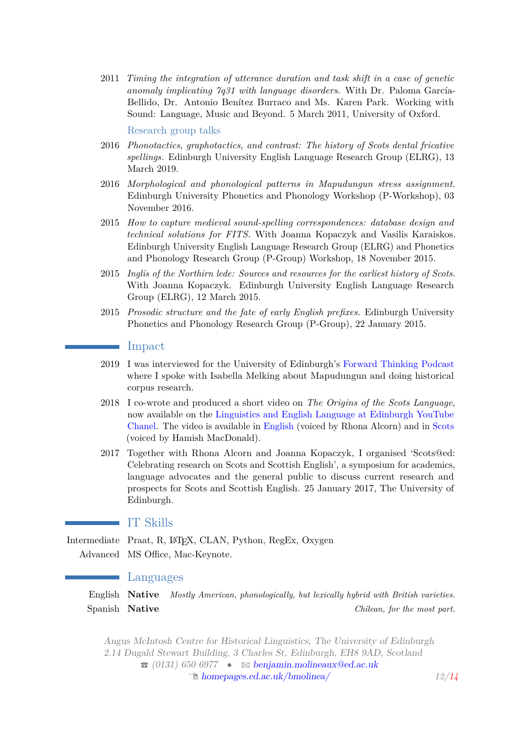2011 *Timing the integration of utterance duration and task shift in a case of genetic anomaly implicating 7q31 with language disorders*. With Dr. Paloma García-Bellido, Dr. Antonio Benítez Burraco and Ms. Karen Park. Working with Sound: Language, Music and Beyond. 5 March 2011, University of Oxford.

### Research group talks

2016 *Phonotactics, graphotactics, and contrast: The history of Scots dental fricative spellings*. Edinburgh University English Language Research Group (ELRG), 13 March 2019.

2016 *Morphological and phonological patterns in Mapudungun stress assignment*. Edinburgh University Phonetics and Phonology Workshop (P-Workshop), 03 November 2016.

2015 *How to capture medieval sound-spelling correspondences: database design and technical solutions for FITS*. With Joanna Kopaczyk and Vasilis Karaiskos. Edinburgh University English Language Research Group (ELRG) and Phonetics and Phonology Research Group (P-Group) Workshop, 18 November 2015.

2015 *Inglis of the Northirn lede: Sources and resources for the earliest history of Scots*. With Joanna Kopaczyk. Edinburgh University English Language Research Group (ELRG), 12 March 2015.

2015 *Prosodic structure and the fate of early English prefixes*. Edinburgh University Phonetics and Phonology Research Group (P-Group), 22 January 2015.

## Impact

2019 I was interviewed for the University of Edinburgh's Forward Thinking Podcast where I spoke with Isabella Melking about Mapudungun and doing historical corpus research.

2018 I co-wrote and produced a short video on *The Origins of the Scots Language*, now available on the Linguistics and English Language at Edinburgh YouTube Chanel. The video is available in English (voiced by Rhona Alcorn) and in Scots (voiced by Hamish MacDonald).

2017 Together with Rhona Alcorn and Joanna Kopaczyk, I organised 'Scots@ed: Celebrating research on Scots and Scottish English', a symposium for academics, language advocates and the general public to discuss current research and prospects for Scots and Scottish English. 25 January 2017, The University of Edinburgh.

## IT Skills

Intermediate Praat, R, LaTeX, CLAN, Python, RegEx, Oxygen

Advanced MS Office, Mac-Keynote.

## Languages

English **Native** *Mostly American, phonologically, but lexically hybrid with British varieties.*

Spanish **Native** *Chilean, for the most part.*

*Angus McIntosh Centre for Historical Linguistics, The University of Edinburgh*
*2.14 Dugald Stewart Building, 3 Charles St, Edinburgh, EH8 9AD, Scotland*
☎ *(0131) 650 6977* • ✉ benjamin.molineaux@ed.ac.uk
homepages.ed.ac.uk/bmolinea/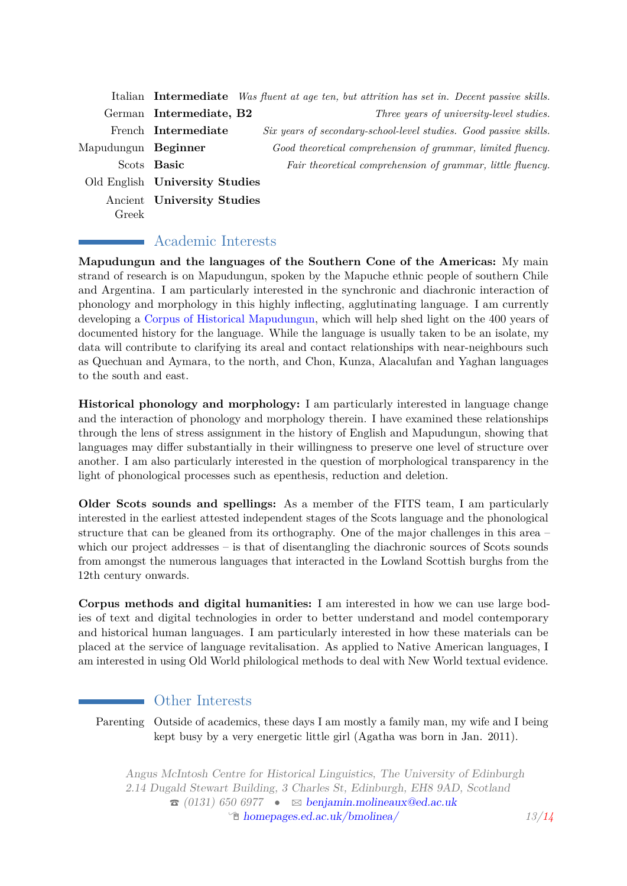| | | |
|---|---|---|
| Italian | **Intermediate** | *Was fluent at age ten, but attrition has set in. Decent passive skills.* |
| German | **Intermediate, B2** | *Three years of university-level studies.* |
| French | **Intermediate** | *Six years of secondary-school-level studies. Good passive skills.* |
| Mapudungun | **Beginner** | *Good theoretical comprehension of grammar, limited fluency.* |
| Scots | **Basic** | *Fair theoretical comprehension of grammar, little fluency.* |
| Old English | **University Studies** | |
| Ancient Greek | **University Studies** | |

## Academic Interests

**Mapudungun and the languages of the Southern Cone of the Americas:** My main strand of research is on Mapudungun, spoken by the Mapuche ethnic people of southern Chile and Argentina. I am particularly interested in the synchronic and diachronic interaction of phonology and morphology in this highly inflecting, agglutinating language. I am currently developing a Corpus of Historical Mapudungun, which will help shed light on the 400 years of documented history for the language. While the language is usually taken to be an isolate, my data will contribute to clarifying its areal and contact relationships with near-neighbours such as Quechuan and Aymara, to the north, and Chon, Kunza, Alacalufan and Yaghan languages to the south and east.

**Historical phonology and morphology:** I am particularly interested in language change and the interaction of phonology and morphology therein. I have examined these relationships through the lens of stress assignment in the history of English and Mapudungun, showing that languages may differ substantially in their willingness to preserve one level of structure over another. I am also particularly interested in the question of morphological transparency in the light of phonological processes such as epenthesis, reduction and deletion.

**Older Scots sounds and spellings:** As a member of the FITS team, I am particularly interested in the earliest attested independent stages of the Scots language and the phonological structure that can be gleaned from its orthography. One of the major challenges in this area – which our project addresses – is that of disentangling the diachronic sources of Scots sounds from amongst the numerous languages that interacted in the Lowland Scottish burghs from the 12th century onwards.

**Corpus methods and digital humanities:** I am interested in how we can use large bodies of text and digital technologies in order to better understand and model contemporary and historical human languages. I am particularly interested in how these materials can be placed at the service of language revitalisation. As applied to Native American languages, I am interested in using Old World philological methods to deal with New World textual evidence.

## Other Interests

Parenting — Outside of academics, these days I am mostly a family man, my wife and I being kept busy by a very energetic little girl (Agatha was born in Jan. 2011).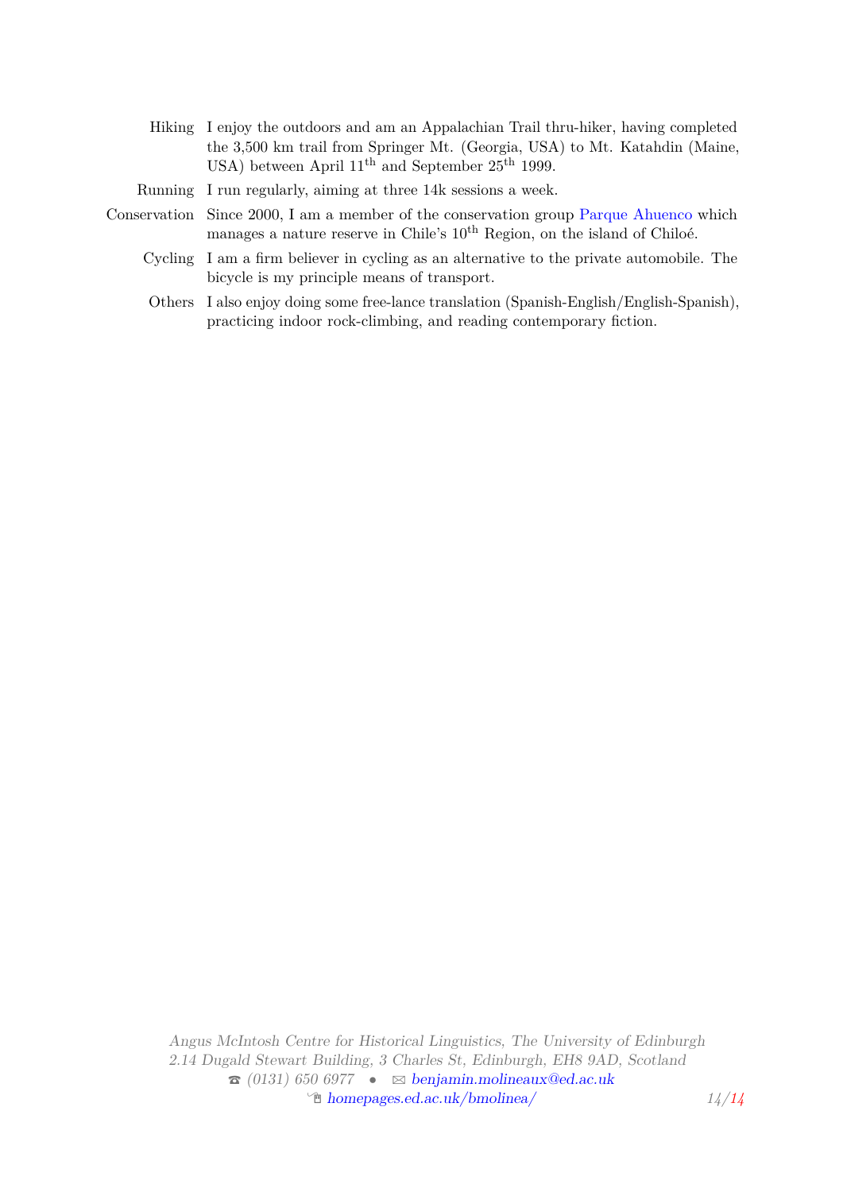**Hiking** I enjoy the outdoors and am an Appalachian Trail thru-hiker, having completed the 3,500 km trail from Springer Mt. (Georgia, USA) to Mt. Katahdin (Maine, USA) between April 11th and September 25th 1999.

**Running** I run regularly, aiming at three 14k sessions a week.

**Conservation** Since 2000, I am a member of the conservation group Parque Ahuenco which manages a nature reserve in Chile's 10th Region, on the island of Chiloé.

**Cycling** I am a firm believer in cycling as an alternative to the private automobile. The bicycle is my principle means of transport.

**Others** I also enjoy doing some free-lance translation (Spanish-English/English-Spanish), practicing indoor rock-climbing, and reading contemporary fiction.